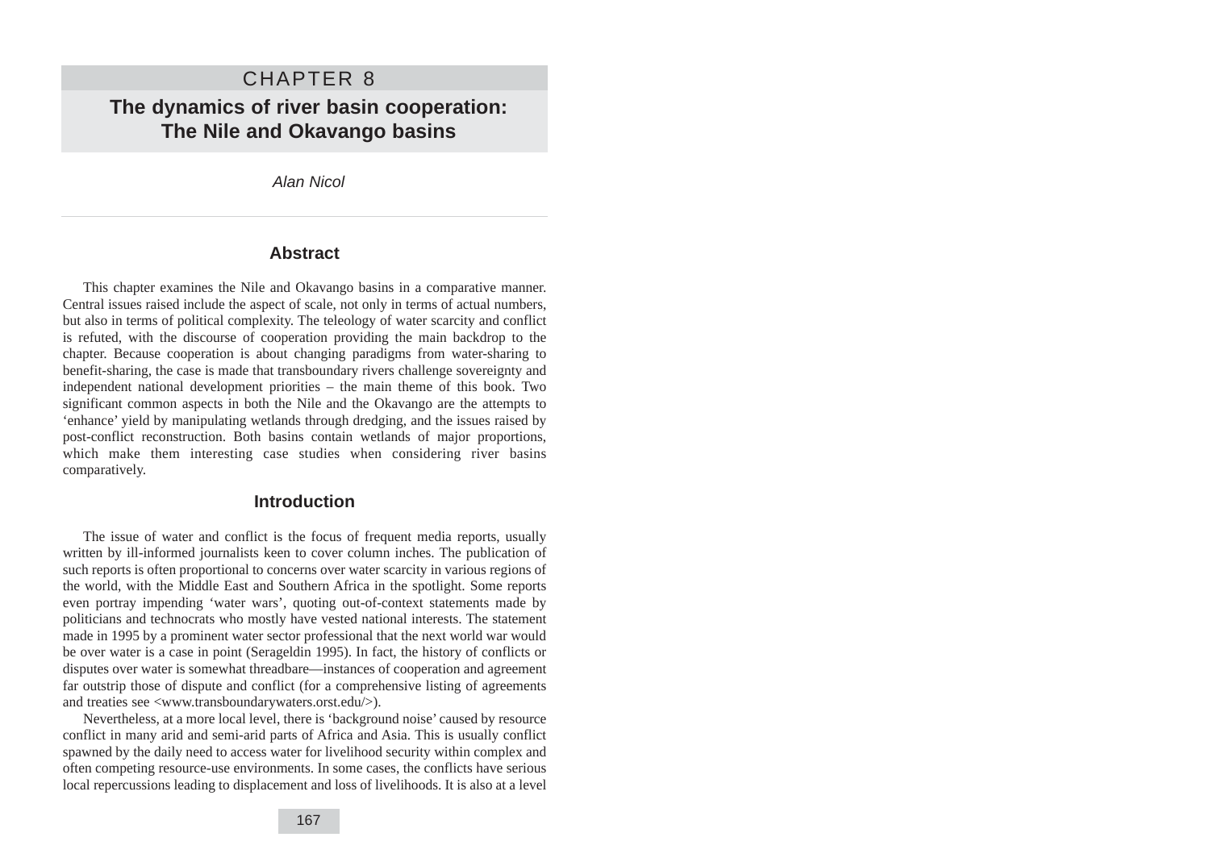# CHAPTER 8

## The dynamics of river basin cooperation: The Nile and Okavango basins

*Alan Nicol*

### Abstract

This chapter examines the Nile and Okavango basins in a comparative manner. Central issues raised include the aspect of scale, not only in terms of actual numbers, but also in terms of political complexity. The teleology of water scarcity and conflict is refuted, with the discourse of cooperation providing the main backdrop to the chapter. Because cooperation is about changing paradigms from water-sharing to benefit-sharing, the case is made that transboundary rivers challenge sovereignty and independent national development priorities – the main theme of this book. Two significant common aspects in both the Nile and the Okavango are the attempts to 'enhance' yield by manipulating wetlands through dredging, and the issues raised by post-conflict reconstruction. Both basins contain wetlands of major proportions, which make them interesting case studies when considering river basins comparatively.

### Introduction

The issue of water and conflict is the focus of frequent media reports, usually written by ill-informed journalists keen to cover column inches. The publication of such reports is often proportional to concerns over water scarcity in various regions of the world, with the Middle East and Southern Africa in the spotlight. Some reports even portray impending 'water wars', quoting out-of-context statements made by politicians and technocrats who mostly have vested national interests. The statement made in 1995 by a prominent water sector professional that the next world war would be over water is a case in point (Serageldin 1995). In fact, the history of conflicts or disputes over water is somewhat threadbare—instances of cooperation and agreement far outstrip those of dispute and conflict (for a comprehensive listing of agreements and treaties see <www.transboundarywaters.orst.edu/>).

Nevertheless, at a more local level, there is 'background noise' caused by resource conflict in many arid and semi-arid parts of Africa and Asia. This is usually conflict spawned by the daily need to access water for livelihood security within complex and often competing resource-use environments. In some cases, the conflicts have serious local repercussions leading to displacement and loss of livelihoods. It is also at a level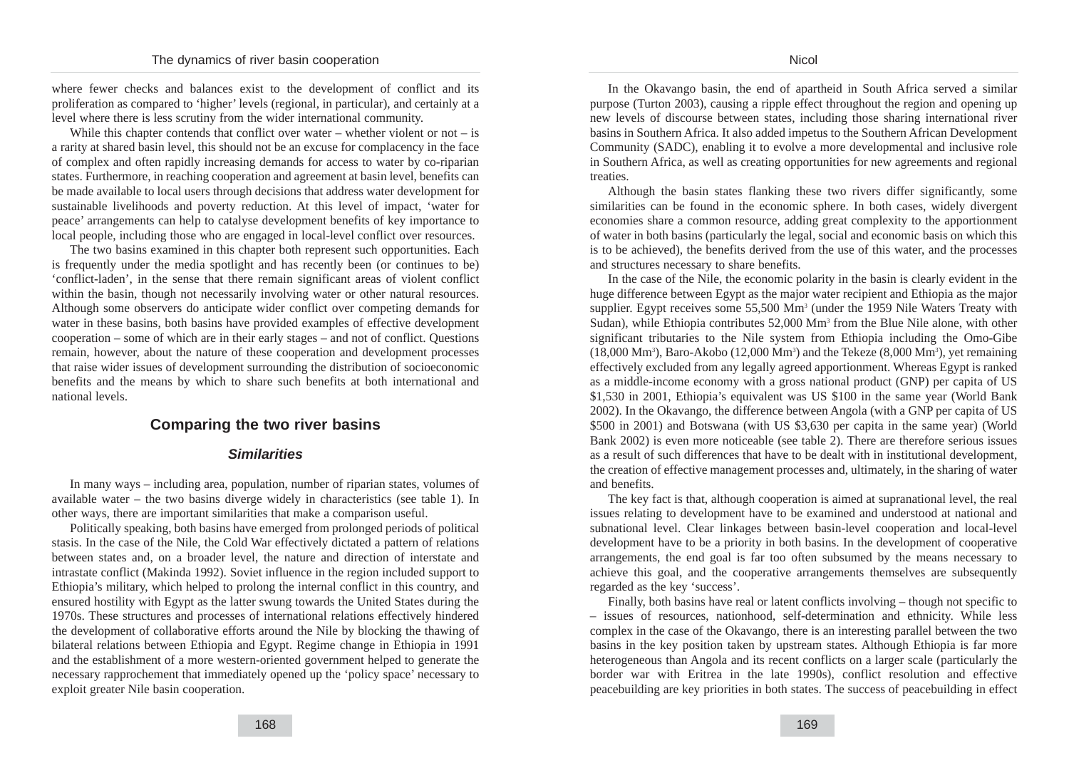where fewer checks and balances exist to the development of conflict and its proliferation as compared to 'higher' levels (regional, in particular), and certainly at a level where there is less scrutiny from the wider international community.

While this chapter contends that conflict over water – whether violent or not – is a rarity at shared basin level, this should not be an excuse for complacency in the face of complex and often rapidly increasing demands for access to water by co-riparian states. Furthermore, in reaching cooperation and agreement at basin level, benefits can be made available to local users through decisions that address water development for sustainable livelihoods and poverty reduction. At this level of impact, 'water for peace' arrangements can help to catalyse development benefits of key importance to local people, including those who are engaged in local-level conflict over resources.

The two basins examined in this chapter both represent such opportunities. Each is frequently under the media spotlight and has recently been (or continues to be) 'conflict-laden', in the sense that there remain significant areas of violent conflict within the basin, though not necessarily involving water or other natural resources. Although some observers do anticipate wider conflict over competing demands for water in these basins, both basins have provided examples of effective development cooperation – some of which are in their early stages – and not of conflict. Questions remain, however, about the nature of these cooperation and development processes that raise wider issues of development surrounding the distribution of socioeconomic benefits and the means by which to share such benefits at both international and national levels.

## Comparing the two river basins

### *Similarities*

In many ways – including area, population, number of riparian states, volumes of available water – the two basins diverge widely in characteristics (see table 1). In other ways, there are important similarities that make a comparison useful.

Politically speaking, both basins have emerged from prolonged periods of political stasis. In the case of the Nile, the Cold War effectively dictated a pattern of relations between states and, on a broader level, the nature and direction of interstate and intrastate conflict (Makinda 1992). Soviet influence in the region included support to Ethiopia's military, which helped to prolong the internal conflict in this country, and ensured hostility with Egypt as the latter swung towards the United States during the 1970s. These structures and processes of international relations effectively hindered the development of collaborative efforts around the Nile by blocking the thawing of bilateral relations between Ethiopia and Egypt. Regime change in Ethiopia in 1991 and the establishment of a more western-oriented government helped to generate the necessary rapprochement that immediately opened up the 'policy space' necessary to exploit greater Nile basin cooperation.

In the Okavango basin, the end of apartheid in South Africa served a similar purpose (Turton 2003), causing a ripple effect throughout the region and opening up new levels of discourse between states, including those sharing international river basins in Southern Africa. It also added impetus to the Southern African Development Community (SADC), enabling it to evolve a more developmental and inclusive role in Southern Africa, as well as creating opportunities for new agreements and regional treaties.

Although the basin states flanking these two rivers differ significantly, some similarities can be found in the economic sphere. In both cases, widely divergent economies share a common resource, adding great complexity to the apportionment of water in both basins (particularly the legal, social and economic basis on which this is to be achieved), the benefits derived from the use of this water, and the processes and structures necessary to share benefits.

In the case of the Nile, the economic polarity in the basin is clearly evident in the huge difference between Egypt as the major water recipient and Ethiopia as the major supplier. Egypt receives some 55,500 $Mm^3$ (under the 1959 Nile Waters Treaty with Sudan), while Ethiopia contributes 52,000 $Mm^3$ from the Blue Nile alone, with other significant tributaries to the Nile system from Ethiopia including the Omo-Gibe (18,000 $Mm^3$), Baro-Akobo (12,000 $Mm^3$) and the Tekeze (8,000 $Mm^3$), yet remaining effectively excluded from any legally agreed apportionment. Whereas Egypt is ranked as a middle-income economy with a gross national product (GNP) per capita of US $1,530 in 2001, Ethiopia's equivalent was US $100 in the same year (World Bank 2002). In the Okavango, the difference between Angola (with a GNP per capita of US $500 in 2001) and Botswana (with US $3,630 per capita in the same year) (World Bank 2002) is even more noticeable (see table 2). There are therefore serious issues as a result of such differences that have to be dealt with in institutional development, the creation of effective management processes and, ultimately, in the sharing of water and benefits.

The key fact is that, although cooperation is aimed at supranational level, the real issues relating to development have to be examined and understood at national and subnational level. Clear linkages between basin-level cooperation and local-level development have to be a priority in both basins. In the development of cooperative arrangements, the end goal is far too often subsumed by the means necessary to achieve this goal, and the cooperative arrangements themselves are subsequently regarded as the key 'success'.

Finally, both basins have real or latent conflicts involving – though not specific to – issues of resources, nationhood, self-determination and ethnicity. While less complex in the case of the Okavango, there is an interesting parallel between the two basins in the key position taken by upstream states. Although Ethiopia is far more heterogeneous than Angola and its recent conflicts on a larger scale (particularly the border war with Eritrea in the late 1990s), conflict resolution and effective peacebuilding are key priorities in both states. The success of peacebuilding in effect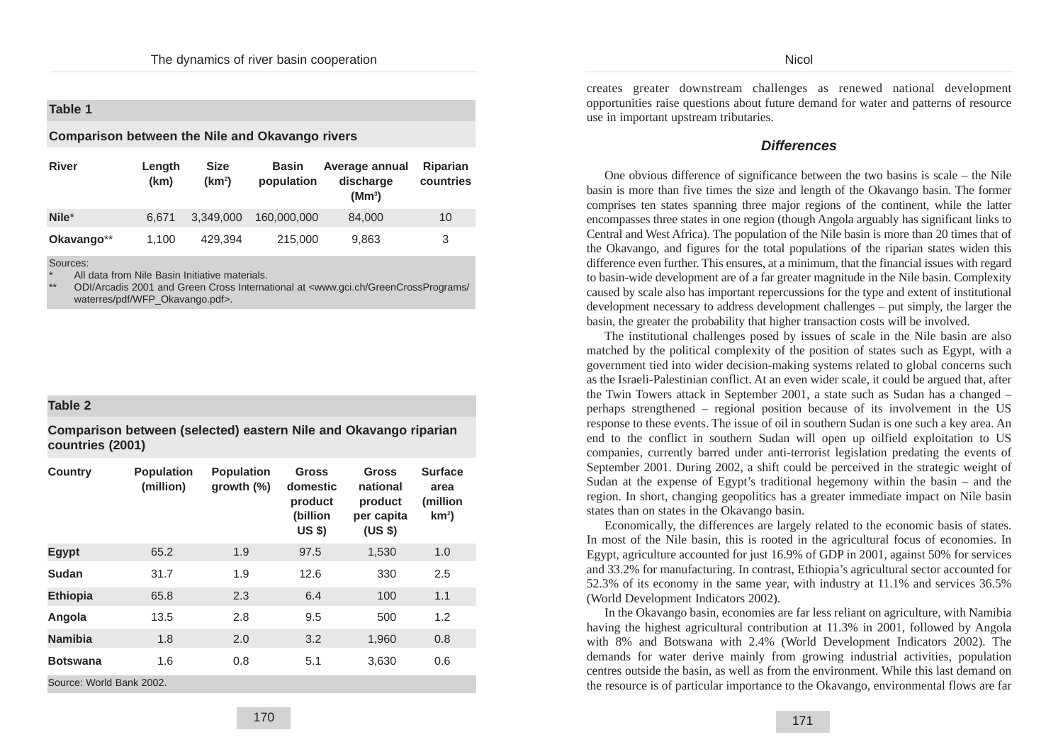**Table 1**

**Comparison between the Nile and Okavango rivers**

| River | Length (km) | Size ($km^2$) | Basin population | Average annual discharge ($Mm^3$) | Riparian countries |
|---|---|---|---|---|---|
| **Nile*** | 6,671 | 3,349,000 | 160,000,000 | 84,000 | 10 |
| **Okavango**** | 1,100 | 429,394 | 215,000 | 9,863 | 3 |

Sources:
* All data from Nile Basin Initiative materials.
** ODI/Arcadis 2001 and Green Cross International at <www.gci.ch/GreenCrossPrograms/waterres/pdf/WFP_Okavango.pdf>.

**Table 2**

**Comparison between (selected) eastern Nile and Okavango riparian countries (2001)**

| Country | Population (million) | Population growth (%) | Gross domestic product (billion US $) | Gross national product per capita (US $) | Surface area (million $km^2$) |
|---|---|---|---|---|---|
| **Egypt** | 65.2 | 1.9 | 97.5 | 1,530 | 1.0 |
| **Sudan** | 31.7 | 1.9 | 12.6 | 330 | 2.5 |
| **Ethiopia** | 65.8 | 2.3 | 6.4 | 100 | 1.1 |
| **Angola** | 13.5 | 2.8 | 9.5 | 500 | 1.2 |
| **Namibia** | 1.8 | 2.0 | 3.2 | 1,960 | 0.8 |
| **Botswana** | 1.6 | 0.8 | 5.1 | 3,630 | 0.6 |

Source: World Bank 2002.

creates greater downstream challenges as renewed national development opportunities raise questions about future demand for water and patterns of resource use in important upstream tributaries.

### *Differences*

One obvious difference of significance between the two basins is scale – the Nile basin is more than five times the size and length of the Okavango basin. The former comprises ten states spanning three major regions of the continent, while the latter encompasses three states in one region (though Angola arguably has significant links to Central and West Africa). The population of the Nile basin is more than 20 times that of the Okavango, and figures for the total populations of the riparian states widen this difference even further. This ensures, at a minimum, that the financial issues with regard to basin-wide development are of a far greater magnitude in the Nile basin. Complexity caused by scale also has important repercussions for the type and extent of institutional development necessary to address development challenges – put simply, the larger the basin, the greater the probability that higher transaction costs will be involved.

The institutional challenges posed by issues of scale in the Nile basin are also matched by the political complexity of the position of states such as Egypt, with a government tied into wider decision-making systems related to global concerns such as the Israeli-Palestinian conflict. At an even wider scale, it could be argued that, after the Twin Towers attack in September 2001, a state such as Sudan has a changed – perhaps strengthened – regional position because of its involvement in the US response to these events. The issue of oil in southern Sudan is one such a key area. An end to the conflict in southern Sudan will open up oilfield exploitation to US companies, currently barred under anti-terrorist legislation predating the events of September 2001. During 2002, a shift could be perceived in the strategic weight of Sudan at the expense of Egypt's traditional hegemony within the basin – and the region. In short, changing geopolitics has a greater immediate impact on Nile basin states than on states in the Okavango basin.

Economically, the differences are largely related to the economic basis of states. In most of the Nile basin, this is rooted in the agricultural focus of economies. In Egypt, agriculture accounted for just 16.9% of GDP in 2001, against 50% for services and 33.2% for manufacturing. In contrast, Ethiopia's agricultural sector accounted for 52.3% of its economy in the same year, with industry at 11.1% and services 36.5% (World Development Indicators 2002).

In the Okavango basin, economies are far less reliant on agriculture, with Namibia having the highest agricultural contribution at 11.3% in 2001, followed by Angola with 8% and Botswana with 2.4% (World Development Indicators 2002). The demands for water derive mainly from growing industrial activities, population centres outside the basin, as well as from the environment. While this last demand on the resource is of particular importance to the Okavango, environmental flows are far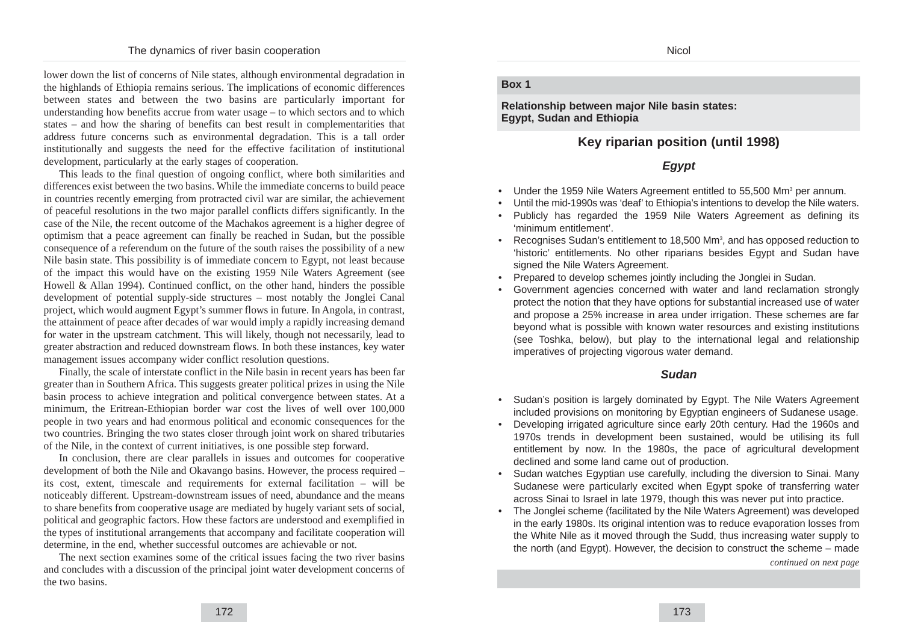lower down the list of concerns of Nile states, although environmental degradation in the highlands of Ethiopia remains serious. The implications of economic differences between states and between the two basins are particularly important for understanding how benefits accrue from water usage – to which sectors and to which states – and how the sharing of benefits can best result in complementarities that address future concerns such as environmental degradation. This is a tall order institutionally and suggests the need for the effective facilitation of institutional development, particularly at the early stages of cooperation.

This leads to the final question of ongoing conflict, where both similarities and differences exist between the two basins. While the immediate concerns to build peace in countries recently emerging from protracted civil war are similar, the achievement of peaceful resolutions in the two major parallel conflicts differs significantly. In the case of the Nile, the recent outcome of the Machakos agreement is a higher degree of optimism that a peace agreement can finally be reached in Sudan, but the possible consequence of a referendum on the future of the south raises the possibility of a new Nile basin state. This possibility is of immediate concern to Egypt, not least because of the impact this would have on the existing 1959 Nile Waters Agreement (see Howell & Allan 1994). Continued conflict, on the other hand, hinders the possible development of potential supply-side structures – most notably the Jonglei Canal project, which would augment Egypt's summer flows in future. In Angola, in contrast, the attainment of peace after decades of war would imply a rapidly increasing demand for water in the upstream catchment. This will likely, though not necessarily, lead to greater abstraction and reduced downstream flows. In both these instances, key water management issues accompany wider conflict resolution questions.

Finally, the scale of interstate conflict in the Nile basin in recent years has been far greater than in Southern Africa. This suggests greater political prizes in using the Nile basin process to achieve integration and political convergence between states. At a minimum, the Eritrean-Ethiopian border war cost the lives of well over 100,000 people in two years and had enormous political and economic consequences for the two countries. Bringing the two states closer through joint work on shared tributaries of the Nile, in the context of current initiatives, is one possible step forward.

In conclusion, there are clear parallels in issues and outcomes for cooperative development of both the Nile and Okavango basins. However, the process required – its cost, extent, timescale and requirements for external facilitation – will be noticeably different. Upstream-downstream issues of need, abundance and the means to share benefits from cooperative usage are mediated by hugely variant sets of social, political and geographic factors. How these factors are understood and exemplified in the types of institutional arrangements that accompany and facilitate cooperation will determine, in the end, whether successful outcomes are achievable or not.

The next section examines some of the critical issues facing the two river basins and concludes with a discussion of the principal joint water development concerns of the two basins.

**Box 1**

**Relationship between major Nile basin states: Egypt, Sudan and Ethiopia**

## Key riparian position (until 1998)

### *Egypt*

- Under the 1959 Nile Waters Agreement entitled to 55,500 $Mm^3$ per annum.
- Until the mid-1990s was 'deaf' to Ethiopia's intentions to develop the Nile waters.
- Publicly has regarded the 1959 Nile Waters Agreement as defining its 'minimum entitlement'.
- Recognises Sudan's entitlement to 18,500 $Mm^3$, and has opposed reduction to 'historic' entitlements. No other riparians besides Egypt and Sudan have signed the Nile Waters Agreement.
- Prepared to develop schemes jointly including the Jonglei in Sudan.
- Government agencies concerned with water and land reclamation strongly protect the notion that they have options for substantial increased use of water and propose a 25% increase in area under irrigation. These schemes are far beyond what is possible with known water resources and existing institutions (see Toshka, below), but play to the international legal and relationship imperatives of projecting vigorous water demand.

### *Sudan*

- Sudan's position is largely dominated by Egypt. The Nile Waters Agreement included provisions on monitoring by Egyptian engineers of Sudanese usage.
- Developing irrigated agriculture since early 20th century. Had the 1960s and 1970s trends in development been sustained, would be utilising its full entitlement by now. In the 1980s, the pace of agricultural development declined and some land came out of production.
- Sudan watches Egyptian use carefully, including the diversion to Sinai. Many Sudanese were particularly excited when Egypt spoke of transferring water across Sinai to Israel in late 1979, though this was never put into practice.
- The Jonglei scheme (facilitated by the Nile Waters Agreement) was developed in the early 1980s. Its original intention was to reduce evaporation losses from the White Nile as it moved through the Sudd, thus increasing water supply to the north (and Egypt). However, the decision to construct the scheme – made

*continued on next page*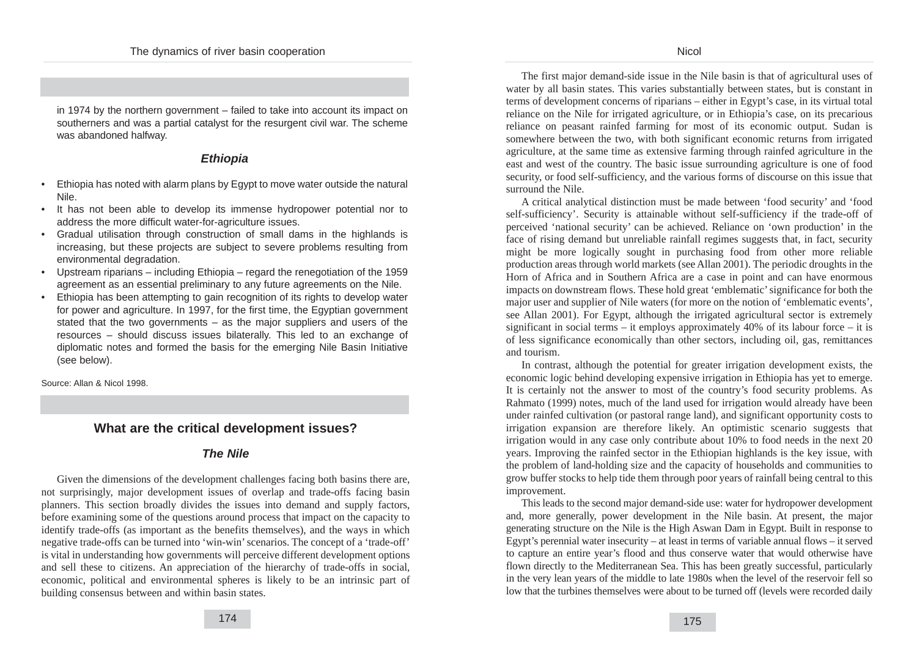in 1974 by the northern government – failed to take into account its impact on southerners and was a partial catalyst for the resurgent civil war. The scheme was abandoned halfway.

### *Ethiopia*

- Ethiopia has noted with alarm plans by Egypt to move water outside the natural Nile.
- It has not been able to develop its immense hydropower potential nor to address the more difficult water-for-agriculture issues.
- Gradual utilisation through construction of small dams in the highlands is increasing, but these projects are subject to severe problems resulting from environmental degradation.
- Upstream riparians – including Ethiopia – regard the renegotiation of the 1959 agreement as an essential preliminary to any future agreements on the Nile.
- Ethiopia has been attempting to gain recognition of its rights to develop water for power and agriculture. In 1997, for the first time, the Egyptian government stated that the two governments – as the major suppliers and users of the resources – should discuss issues bilaterally. This led to an exchange of diplomatic notes and formed the basis for the emerging Nile Basin Initiative (see below).

Source: Allan & Nicol 1998.

## What are the critical development issues?

### *The Nile*

Given the dimensions of the development challenges facing both basins there are, not surprisingly, major development issues of overlap and trade-offs facing basin planners. This section broadly divides the issues into demand and supply factors, before examining some of the questions around process that impact on the capacity to identify trade-offs (as important as the benefits themselves), and the ways in which negative trade-offs can be turned into 'win-win' scenarios. The concept of a 'trade-off' is vital in understanding how governments will perceive different development options and sell these to citizens. An appreciation of the hierarchy of trade-offs in social, economic, political and environmental spheres is likely to be an intrinsic part of building consensus between and within basin states.

The first major demand-side issue in the Nile basin is that of agricultural uses of water by all basin states. This varies substantially between states, but is constant in terms of development concerns of riparians – either in Egypt's case, in its virtual total reliance on the Nile for irrigated agriculture, or in Ethiopia's case, on its precarious reliance on peasant rainfed farming for most of its economic output. Sudan is somewhere between the two, with both significant economic returns from irrigated agriculture, at the same time as extensive farming through rainfed agriculture in the east and west of the country. The basic issue surrounding agriculture is one of food security, or food self-sufficiency, and the various forms of discourse on this issue that surround the Nile.

A critical analytical distinction must be made between 'food security' and 'food self-sufficiency'. Security is attainable without self-sufficiency if the trade-off of perceived 'national security' can be achieved. Reliance on 'own production' in the face of rising demand but unreliable rainfall regimes suggests that, in fact, security might be more logically sought in purchasing food from other more reliable production areas through world markets (see Allan 2001). The periodic droughts in the Horn of Africa and in Southern Africa are a case in point and can have enormous impacts on downstream flows. These hold great 'emblematic' significance for both the major user and supplier of Nile waters (for more on the notion of 'emblematic events', see Allan 2001). For Egypt, although the irrigated agricultural sector is extremely significant in social terms – it employs approximately 40% of its labour force – it is of less significance economically than other sectors, including oil, gas, remittances and tourism.

In contrast, although the potential for greater irrigation development exists, the economic logic behind developing expensive irrigation in Ethiopia has yet to emerge. It is certainly not the answer to most of the country's food security problems. As Rahmato (1999) notes, much of the land used for irrigation would already have been under rainfed cultivation (or pastoral range land), and significant opportunity costs to irrigation expansion are therefore likely. An optimistic scenario suggests that irrigation would in any case only contribute about 10% to food needs in the next 20 years. Improving the rainfed sector in the Ethiopian highlands is the key issue, with the problem of land-holding size and the capacity of households and communities to grow buffer stocks to help tide them through poor years of rainfall being central to this improvement.

This leads to the second major demand-side use: water for hydropower development and, more generally, power development in the Nile basin. At present, the major generating structure on the Nile is the High Aswan Dam in Egypt. Built in response to Egypt's perennial water insecurity – at least in terms of variable annual flows – it served to capture an entire year's flood and thus conserve water that would otherwise have flown directly to the Mediterranean Sea. This has been greatly successful, particularly in the very lean years of the middle to late 1980s when the level of the reservoir fell so low that the turbines themselves were about to be turned off (levels were recorded daily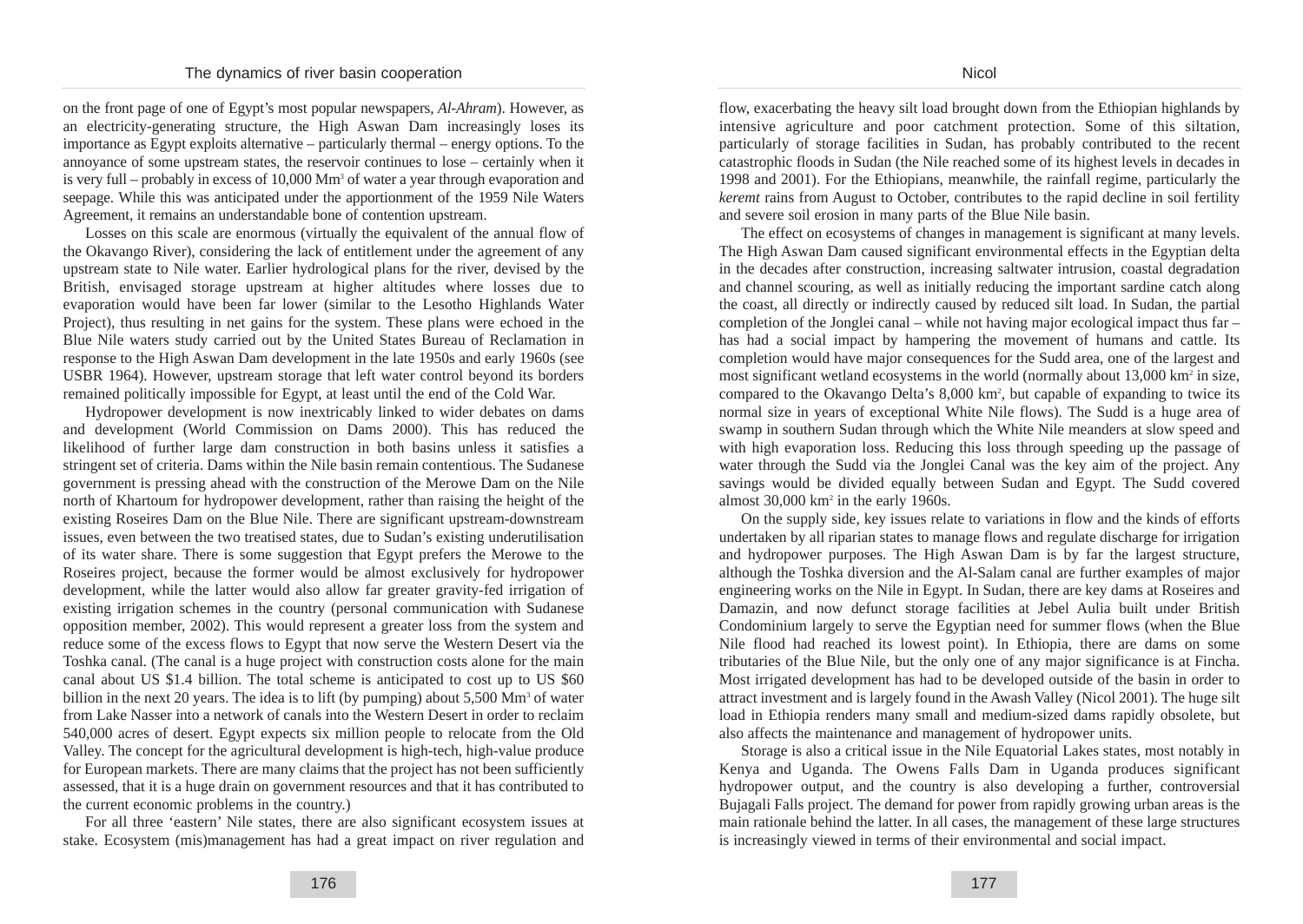on the front page of one of Egypt's most popular newspapers, *Al-Ahram*). However, as an electricity-generating structure, the High Aswan Dam increasingly loses its importance as Egypt exploits alternative – particularly thermal – energy options. To the annoyance of some upstream states, the reservoir continues to lose – certainly when it is very full – probably in excess of 10,000 $Mm^3$ of water a year through evaporation and seepage. While this was anticipated under the apportionment of the 1959 Nile Waters Agreement, it remains an understandable bone of contention upstream.

Losses on this scale are enormous (virtually the equivalent of the annual flow of the Okavango River), considering the lack of entitlement under the agreement of any upstream state to Nile water. Earlier hydrological plans for the river, devised by the British, envisaged storage upstream at higher altitudes where losses due to evaporation would have been far lower (similar to the Lesotho Highlands Water Project), thus resulting in net gains for the system. These plans were echoed in the Blue Nile waters study carried out by the United States Bureau of Reclamation in response to the High Aswan Dam development in the late 1950s and early 1960s (see USBR 1964). However, upstream storage that left water control beyond its borders remained politically impossible for Egypt, at least until the end of the Cold War.

Hydropower development is now inextricably linked to wider debates on dams and development (World Commission on Dams 2000). This has reduced the likelihood of further large dam construction in both basins unless it satisfies a stringent set of criteria. Dams within the Nile basin remain contentious. The Sudanese government is pressing ahead with the construction of the Merowe Dam on the Nile north of Khartoum for hydropower development, rather than raising the height of the existing Roseires Dam on the Blue Nile. There are significant upstream-downstream issues, even between the two treatised states, due to Sudan's existing underutilisation of its water share. There is some suggestion that Egypt prefers the Merowe to the Roseires project, because the former would be almost exclusively for hydropower development, while the latter would also allow far greater gravity-fed irrigation of existing irrigation schemes in the country (personal communication with Sudanese opposition member, 2002). This would represent a greater loss from the system and reduce some of the excess flows to Egypt that now serve the Western Desert via the Toshka canal. (The canal is a huge project with construction costs alone for the main canal about US $1.4 billion. The total scheme is anticipated to cost up to US $60 billion in the next 20 years. The idea is to lift (by pumping) about 5,500 $Mm^3$ of water from Lake Nasser into a network of canals into the Western Desert in order to reclaim 540,000 acres of desert. Egypt expects six million people to relocate from the Old Valley. The concept for the agricultural development is high-tech, high-value produce for European markets. There are many claims that the project has not been sufficiently assessed, that it is a huge drain on government resources and that it has contributed to the current economic problems in the country.)

For all three 'eastern' Nile states, there are also significant ecosystem issues at stake. Ecosystem (mis)management has had a great impact on river regulation and flow, exacerbating the heavy silt load brought down from the Ethiopian highlands by intensive agriculture and poor catchment protection. Some of this siltation, particularly of storage facilities in Sudan, has probably contributed to the recent catastrophic floods in Sudan (the Nile reached some of its highest levels in decades in 1998 and 2001). For the Ethiopians, meanwhile, the rainfall regime, particularly the *keremt* rains from August to October, contributes to the rapid decline in soil fertility and severe soil erosion in many parts of the Blue Nile basin.

The effect on ecosystems of changes in management is significant at many levels. The High Aswan Dam caused significant environmental effects in the Egyptian delta in the decades after construction, increasing saltwater intrusion, coastal degradation and channel scouring, as well as initially reducing the important sardine catch along the coast, all directly or indirectly caused by reduced silt load. In Sudan, the partial completion of the Jonglei canal – while not having major ecological impact thus far – has had a social impact by hampering the movement of humans and cattle. Its completion would have major consequences for the Sudd area, one of the largest and most significant wetland ecosystems in the world (normally about 13,000 $km^2$ in size, compared to the Okavango Delta's 8,000 $km^2$, but capable of expanding to twice its normal size in years of exceptional White Nile flows). The Sudd is a huge area of swamp in southern Sudan through which the White Nile meanders at slow speed and with high evaporation loss. Reducing this loss through speeding up the passage of water through the Sudd via the Jonglei Canal was the key aim of the project. Any savings would be divided equally between Sudan and Egypt. The Sudd covered almost 30,000 $km^2$ in the early 1960s.

On the supply side, key issues relate to variations in flow and the kinds of efforts undertaken by all riparian states to manage flows and regulate discharge for irrigation and hydropower purposes. The High Aswan Dam is by far the largest structure, although the Toshka diversion and the Al-Salam canal are further examples of major engineering works on the Nile in Egypt. In Sudan, there are key dams at Roseires and Damazin, and now defunct storage facilities at Jebel Aulia built under British Condominium largely to serve the Egyptian need for summer flows (when the Blue Nile flood had reached its lowest point). In Ethiopia, there are dams on some tributaries of the Blue Nile, but the only one of any major significance is at Fincha. Most irrigated development has had to be developed outside of the basin in order to attract investment and is largely found in the Awash Valley (Nicol 2001). The huge silt load in Ethiopia renders many small and medium-sized dams rapidly obsolete, but also affects the maintenance and management of hydropower units.

Storage is also a critical issue in the Nile Equatorial Lakes states, most notably in Kenya and Uganda. The Owens Falls Dam in Uganda produces significant hydropower output, and the country is also developing a further, controversial Bujagali Falls project. The demand for power from rapidly growing urban areas is the main rationale behind the latter. In all cases, the management of these large structures is increasingly viewed in terms of their environmental and social impact.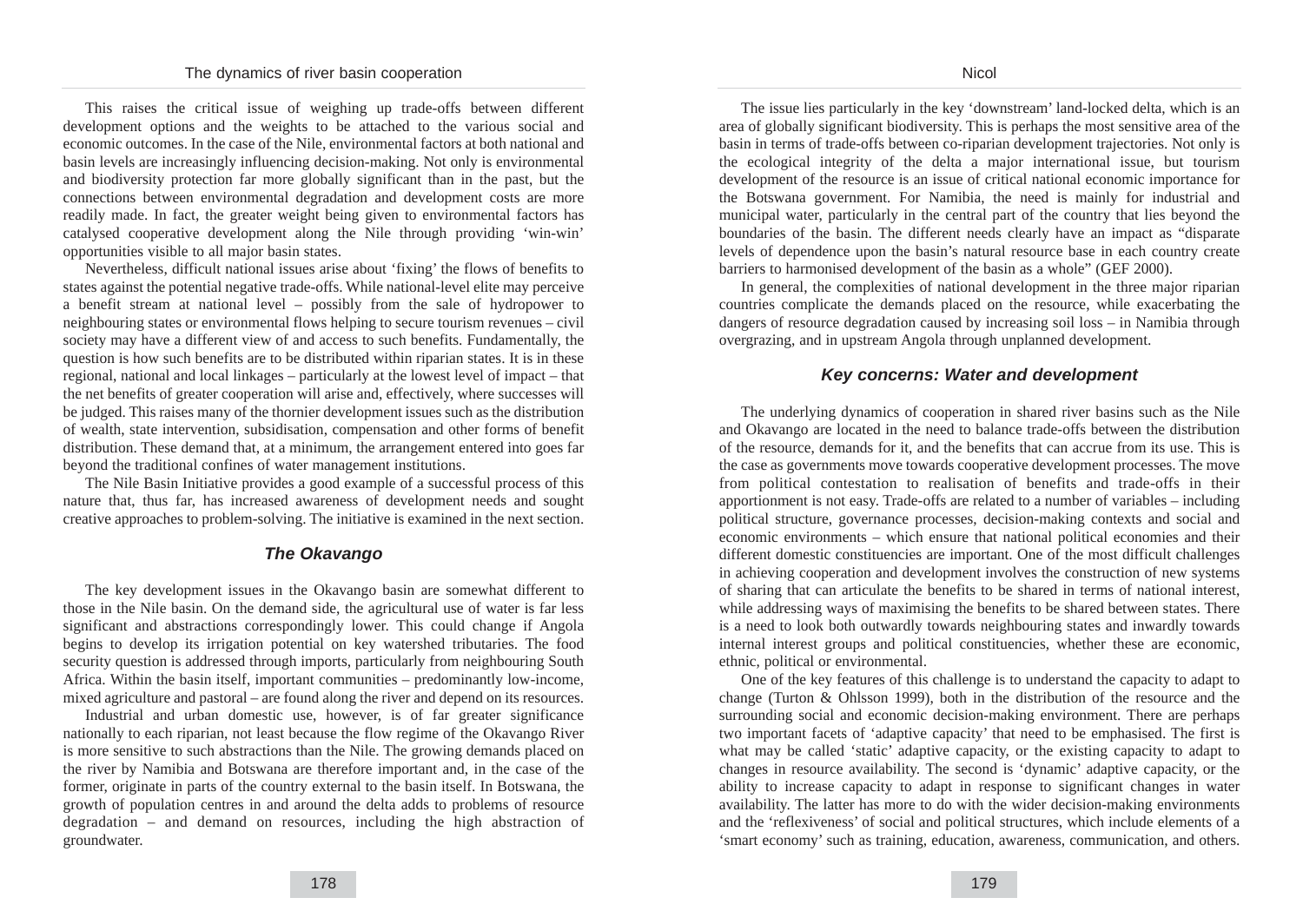This raises the critical issue of weighing up trade-offs between different development options and the weights to be attached to the various social and economic outcomes. In the case of the Nile, environmental factors at both national and basin levels are increasingly influencing decision-making. Not only is environmental and biodiversity protection far more globally significant than in the past, but the connections between environmental degradation and development costs are more readily made. In fact, the greater weight being given to environmental factors has catalysed cooperative development along the Nile through providing 'win-win' opportunities visible to all major basin states.

Nevertheless, difficult national issues arise about 'fixing' the flows of benefits to states against the potential negative trade-offs. While national-level elite may perceive a benefit stream at national level – possibly from the sale of hydropower to neighbouring states or environmental flows helping to secure tourism revenues – civil society may have a different view of and access to such benefits. Fundamentally, the question is how such benefits are to be distributed within riparian states. It is in these regional, national and local linkages – particularly at the lowest level of impact – that the net benefits of greater cooperation will arise and, effectively, where successes will be judged. This raises many of the thornier development issues such as the distribution of wealth, state intervention, subsidisation, compensation and other forms of benefit distribution. These demand that, at a minimum, the arrangement entered into goes far beyond the traditional confines of water management institutions.

The Nile Basin Initiative provides a good example of a successful process of this nature that, thus far, has increased awareness of development needs and sought creative approaches to problem-solving. The initiative is examined in the next section.

## *The Okavango*

The key development issues in the Okavango basin are somewhat different to those in the Nile basin. On the demand side, the agricultural use of water is far less significant and abstractions correspondingly lower. This could change if Angola begins to develop its irrigation potential on key watershed tributaries. The food security question is addressed through imports, particularly from neighbouring South Africa. Within the basin itself, important communities – predominantly low-income, mixed agriculture and pastoral – are found along the river and depend on its resources.

Industrial and urban domestic use, however, is of far greater significance nationally to each riparian, not least because the flow regime of the Okavango River is more sensitive to such abstractions than the Nile. The growing demands placed on the river by Namibia and Botswana are therefore important and, in the case of the former, originate in parts of the country external to the basin itself. In Botswana, the growth of population centres in and around the delta adds to problems of resource degradation – and demand on resources, including the high abstraction of groundwater.

The issue lies particularly in the key 'downstream' land-locked delta, which is an area of globally significant biodiversity. This is perhaps the most sensitive area of the basin in terms of trade-offs between co-riparian development trajectories. Not only is the ecological integrity of the delta a major international issue, but tourism development of the resource is an issue of critical national economic importance for the Botswana government. For Namibia, the need is mainly for industrial and municipal water, particularly in the central part of the country that lies beyond the boundaries of the basin. The different needs clearly have an impact as "disparate levels of dependence upon the basin's natural resource base in each country create barriers to harmonised development of the basin as a whole" (GEF 2000).

In general, the complexities of national development in the three major riparian countries complicate the demands placed on the resource, while exacerbating the dangers of resource degradation caused by increasing soil loss – in Namibia through overgrazing, and in upstream Angola through unplanned development.

## *Key concerns: Water and development*

The underlying dynamics of cooperation in shared river basins such as the Nile and Okavango are located in the need to balance trade-offs between the distribution of the resource, demands for it, and the benefits that can accrue from its use. This is the case as governments move towards cooperative development processes. The move from political contestation to realisation of benefits and trade-offs in their apportionment is not easy. Trade-offs are related to a number of variables – including political structure, governance processes, decision-making contexts and social and economic environments – which ensure that national political economies and their different domestic constituencies are important. One of the most difficult challenges in achieving cooperation and development involves the construction of new systems of sharing that can articulate the benefits to be shared in terms of national interest, while addressing ways of maximising the benefits to be shared between states. There is a need to look both outwardly towards neighbouring states and inwardly towards internal interest groups and political constituencies, whether these are economic, ethnic, political or environmental.

One of the key features of this challenge is to understand the capacity to adapt to change (Turton & Ohlsson 1999), both in the distribution of the resource and the surrounding social and economic decision-making environment. There are perhaps two important facets of 'adaptive capacity' that need to be emphasised. The first is what may be called 'static' adaptive capacity, or the existing capacity to adapt to changes in resource availability. The second is 'dynamic' adaptive capacity, or the ability to increase capacity to adapt in response to significant changes in water availability. The latter has more to do with the wider decision-making environments and the 'reflexiveness' of social and political structures, which include elements of a 'smart economy' such as training, education, awareness, communication, and others.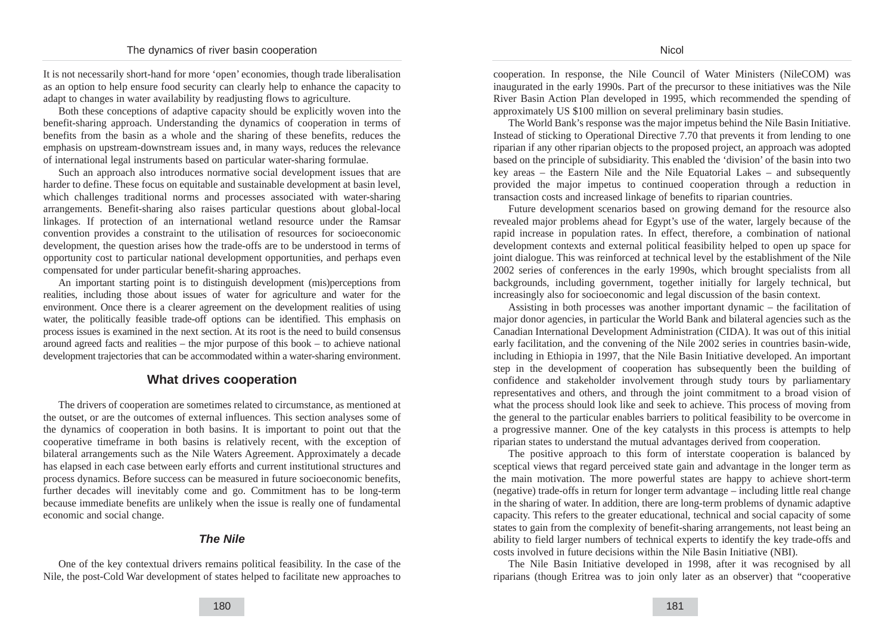It is not necessarily short-hand for more 'open' economies, though trade liberalisation as an option to help ensure food security can clearly help to enhance the capacity to adapt to changes in water availability by readjusting flows to agriculture.

Both these conceptions of adaptive capacity should be explicitly woven into the benefit-sharing approach. Understanding the dynamics of cooperation in terms of benefits from the basin as a whole and the sharing of these benefits, reduces the emphasis on upstream-downstream issues and, in many ways, reduces the relevance of international legal instruments based on particular water-sharing formulae.

Such an approach also introduces normative social development issues that are harder to define. These focus on equitable and sustainable development at basin level, which challenges traditional norms and processes associated with water-sharing arrangements. Benefit-sharing also raises particular questions about global-local linkages. If protection of an international wetland resource under the Ramsar convention provides a constraint to the utilisation of resources for socioeconomic development, the question arises how the trade-offs are to be understood in terms of opportunity cost to particular national development opportunities, and perhaps even compensated for under particular benefit-sharing approaches.

An important starting point is to distinguish development (mis)perceptions from realities, including those about issues of water for agriculture and water for the environment. Once there is a clearer agreement on the development realities of using water, the politically feasible trade-off options can be identified. This emphasis on process issues is examined in the next section. At its root is the need to build consensus around agreed facts and realities – the mjor purpose of this book – to achieve national development trajectories that can be accommodated within a water-sharing environment.

## What drives cooperation

The drivers of cooperation are sometimes related to circumstance, as mentioned at the outset, or are the outcomes of external influences. This section analyses some of the dynamics of cooperation in both basins. It is important to point out that the cooperative timeframe in both basins is relatively recent, with the exception of bilateral arrangements such as the Nile Waters Agreement. Approximately a decade has elapsed in each case between early efforts and current institutional structures and process dynamics. Before success can be measured in future socioeconomic benefits, further decades will inevitably come and go. Commitment has to be long-term because immediate benefits are unlikely when the issue is really one of fundamental economic and social change.

### *The Nile*

One of the key contextual drivers remains political feasibility. In the case of the Nile, the post-Cold War development of states helped to facilitate new approaches to cooperation. In response, the Nile Council of Water Ministers (NileCOM) was inaugurated in the early 1990s. Part of the precursor to these initiatives was the Nile River Basin Action Plan developed in 1995, which recommended the spending of approximately US $100 million on several preliminary basin studies.

The World Bank's response was the major impetus behind the Nile Basin Initiative. Instead of sticking to Operational Directive 7.70 that prevents it from lending to one riparian if any other riparian objects to the proposed project, an approach was adopted based on the principle of subsidiarity. This enabled the 'division' of the basin into two key areas – the Eastern Nile and the Nile Equatorial Lakes – and subsequently provided the major impetus to continued cooperation through a reduction in transaction costs and increased linkage of benefits to riparian countries.

Future development scenarios based on growing demand for the resource also revealed major problems ahead for Egypt's use of the water, largely because of the rapid increase in population rates. In effect, therefore, a combination of national development contexts and external political feasibility helped to open up space for joint dialogue. This was reinforced at technical level by the establishment of the Nile 2002 series of conferences in the early 1990s, which brought specialists from all backgrounds, including government, together initially for largely technical, but increasingly also for socioeconomic and legal discussion of the basin context.

Assisting in both processes was another important dynamic – the facilitation of major donor agencies, in particular the World Bank and bilateral agencies such as the Canadian International Development Administration (CIDA). It was out of this initial early facilitation, and the convening of the Nile 2002 series in countries basin-wide, including in Ethiopia in 1997, that the Nile Basin Initiative developed. An important step in the development of cooperation has subsequently been the building of confidence and stakeholder involvement through study tours by parliamentary representatives and others, and through the joint commitment to a broad vision of what the process should look like and seek to achieve. This process of moving from the general to the particular enables barriers to political feasibility to be overcome in a progressive manner. One of the key catalysts in this process is attempts to help riparian states to understand the mutual advantages derived from cooperation.

The positive approach to this form of interstate cooperation is balanced by sceptical views that regard perceived state gain and advantage in the longer term as the main motivation. The more powerful states are happy to achieve short-term (negative) trade-offs in return for longer term advantage – including little real change in the sharing of water. In addition, there are long-term problems of dynamic adaptive capacity. This refers to the greater educational, technical and social capacity of some states to gain from the complexity of benefit-sharing arrangements, not least being an ability to field larger numbers of technical experts to identify the key trade-offs and costs involved in future decisions within the Nile Basin Initiative (NBI).

The Nile Basin Initiative developed in 1998, after it was recognised by all riparians (though Eritrea was to join only later as an observer) that "cooperative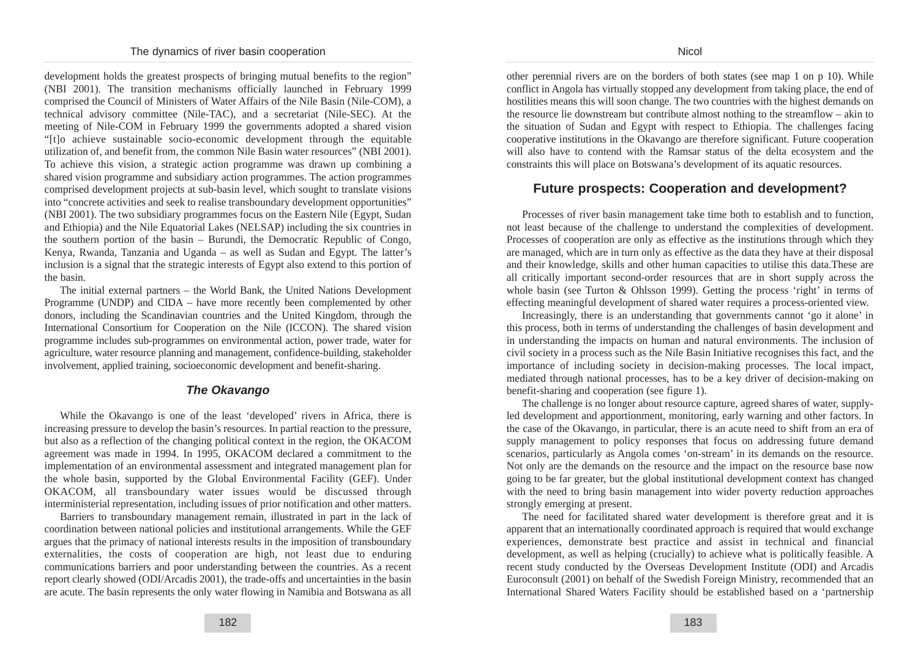development holds the greatest prospects of bringing mutual benefits to the region" (NBI 2001). The transition mechanisms officially launched in February 1999 comprised the Council of Ministers of Water Affairs of the Nile Basin (Nile-COM), a technical advisory committee (Nile-TAC), and a secretariat (Nile-SEC). At the meeting of Nile-COM in February 1999 the governments adopted a shared vision "[t]o achieve sustainable socio-economic development through the equitable utilization of, and benefit from, the common Nile Basin water resources" (NBI 2001). To achieve this vision, a strategic action programme was drawn up combining a shared vision programme and subsidiary action programmes. The action programmes comprised development projects at sub-basin level, which sought to translate visions into "concrete activities and seek to realise transboundary development opportunities" (NBI 2001). The two subsidiary programmes focus on the Eastern Nile (Egypt, Sudan and Ethiopia) and the Nile Equatorial Lakes (NELSAP) including the six countries in the southern portion of the basin – Burundi, the Democratic Republic of Congo, Kenya, Rwanda, Tanzania and Uganda – as well as Sudan and Egypt. The latter's inclusion is a signal that the strategic interests of Egypt also extend to this portion of the basin.

The initial external partners – the World Bank, the United Nations Development Programme (UNDP) and CIDA – have more recently been complemented by other donors, including the Scandinavian countries and the United Kingdom, through the International Consortium for Cooperation on the Nile (ICCON). The shared vision programme includes sub-programmes on environmental action, power trade, water for agriculture, water resource planning and management, confidence-building, stakeholder involvement, applied training, socioeconomic development and benefit-sharing.

### *The Okavango*

While the Okavango is one of the least 'developed' rivers in Africa, there is increasing pressure to develop the basin's resources. In partial reaction to the pressure, but also as a reflection of the changing political context in the region, the OKACOM agreement was made in 1994. In 1995, OKACOM declared a commitment to the implementation of an environmental assessment and integrated management plan for the whole basin, supported by the Global Environmental Facility (GEF). Under OKACOM, all transboundary water issues would be discussed through interministerial representation, including issues of prior notification and other matters.

Barriers to transboundary management remain, illustrated in part in the lack of coordination between national policies and institutional arrangements. While the GEF argues that the primacy of national interests results in the imposition of transboundary externalities, the costs of cooperation are high, not least due to enduring communications barriers and poor understanding between the countries. As a recent report clearly showed (ODI/Arcadis 2001), the trade-offs and uncertainties in the basin are acute. The basin represents the only water flowing in Namibia and Botswana as all other perennial rivers are on the borders of both states (see map 1 on p 10). While conflict in Angola has virtually stopped any development from taking place, the end of hostilities means this will soon change. The two countries with the highest demands on the resource lie downstream but contribute almost nothing to the streamflow – akin to the situation of Sudan and Egypt with respect to Ethiopia. The challenges facing cooperative institutions in the Okavango are therefore significant. Future cooperation will also have to contend with the Ramsar status of the delta ecosystem and the constraints this will place on Botswana's development of its aquatic resources.

## Future prospects: Cooperation and development?

Processes of river basin management take time both to establish and to function, not least because of the challenge to understand the complexities of development. Processes of cooperation are only as effective as the institutions through which they are managed, which are in turn only as effective as the data they have at their disposal and their knowledge, skills and other human capacities to utilise this data.These are all critically important second-order resources that are in short supply across the whole basin (see Turton & Ohlsson 1999). Getting the process 'right' in terms of effecting meaningful development of shared water requires a process-oriented view.

Increasingly, there is an understanding that governments cannot 'go it alone' in this process, both in terms of understanding the challenges of basin development and in understanding the impacts on human and natural environments. The inclusion of civil society in a process such as the Nile Basin Initiative recognises this fact, and the importance of including society in decision-making processes. The local impact, mediated through national processes, has to be a key driver of decision-making on benefit-sharing and cooperation (see figure 1).

The challenge is no longer about resource capture, agreed shares of water, supply-led development and apportionment, monitoring, early warning and other factors. In the case of the Okavango, in particular, there is an acute need to shift from an era of supply management to policy responses that focus on addressing future demand scenarios, particularly as Angola comes 'on-stream' in its demands on the resource. Not only are the demands on the resource and the impact on the resource base now going to be far greater, but the global institutional development context has changed with the need to bring basin management into wider poverty reduction approaches strongly emerging at present.

The need for facilitated shared water development is therefore great and it is apparent that an internationally coordinated approach is required that would exchange experiences, demonstrate best practice and assist in technical and financial development, as well as helping (crucially) to achieve what is politically feasible. A recent study conducted by the Overseas Development Institute (ODI) and Arcadis Euroconsult (2001) on behalf of the Swedish Foreign Ministry, recommended that an International Shared Waters Facility should be established based on a 'partnership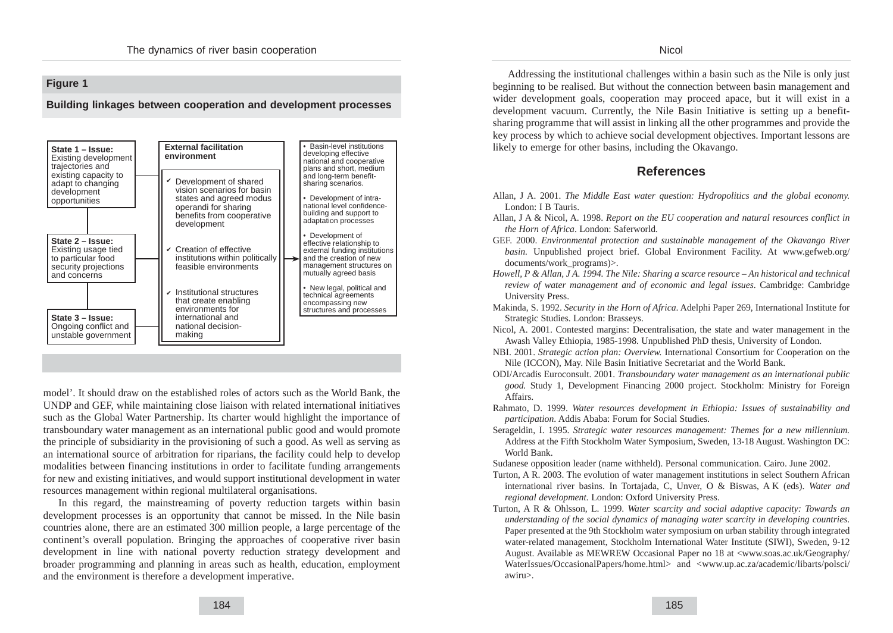**Figure 1**

**Building linkages between cooperation and development processes**

**State 1 – Issue:** Existing development trajectories and existing capacity to adapt to changing development opportunities

**State 2 – Issue:** Existing usage tied to particular food security projections and concerns

**State 3 – Issue:** Ongoing conflict and unstable government

**External facilitation environment**

- ✔ Development of shared vision scenarios for basin states and agreed modus operandi for sharing benefits from cooperative development
- ✔ Creation of effective institutions within politically feasible environments
- ✔ Institutional structures that create enabling environments for international and national decision-making

- Basin-level institutions developing effective national and cooperative plans and short, medium and long-term benefit-sharing scenarios.
- Development of intra-national level confidence-building and support to adaptation processes
- Development of effective relationship to external funding institutions and the creation of new management structures on mutually agreed basis
- New legal, political and technical agreements encompassing new structures and processes

model'. It should draw on the established roles of actors such as the World Bank, the UNDP and GEF, while maintaining close liaison with related international initiatives such as the Global Water Partnership. Its charter would highlight the importance of transboundary water management as an international public good and would promote the principle of subsidiarity in the provisioning of such a good. As well as serving as an international source of arbitration for riparians, the facility could help to develop modalities between financing institutions in order to facilitate funding arrangements for new and existing initiatives, and would support institutional development in water resources management within regional multilateral organisations.

In this regard, the mainstreaming of poverty reduction targets within basin development processes is an opportunity that cannot be missed. In the Nile basin countries alone, there are an estimated 300 million people, a large percentage of the continent's overall population. Bringing the approaches of cooperative river basin development in line with national poverty reduction strategy development and broader programming and planning in areas such as health, education, employment and the environment is therefore a development imperative.

Addressing the institutional challenges within a basin such as the Nile is only just beginning to be realised. But without the connection between basin management and wider development goals, cooperation may proceed apace, but it will exist in a development vacuum. Currently, the Nile Basin Initiative is setting up a benefit-sharing programme that will assist in linking all the other programmes and provide the key process by which to achieve social development objectives. Important lessons are likely to emerge for other basins, including the Okavango.

## References

Allan, J A. 2001. *The Middle East water question: Hydropolitics and the global economy.* London: I B Tauris.

Allan, J A & Nicol, A. 1998. *Report on the EU cooperation and natural resources conflict in the Horn of Africa*. London: Saferworld.

GEF. 2000. *Environmental protection and sustainable management of the Okavango River basin.* Unpublished project brief. Global Environment Facility. At www.gefweb.org/documents/work_programs)>.

*Howell, P & Allan, J A. 1994. The Nile: Sharing a scarce resource – An historical and technical review of water management and of economic and legal issues*. Cambridge: Cambridge University Press.

Makinda, S. 1992. *Security in the Horn of Africa*. Adelphi Paper 269, International Institute for Strategic Studies. London: Brasseys.

Nicol, A. 2001. Contested margins: Decentralisation, the state and water management in the Awash Valley Ethiopia, 1985-1998. Unpublished PhD thesis, University of London.

NBI. 2001. *Strategic action plan: Overview.* International Consortium for Cooperation on the Nile (ICCON), May. Nile Basin Initiative Secretariat and the World Bank.

ODI/Arcadis Euroconsult. 2001. *Transboundary water management as an international public good.* Study 1, Development Financing 2000 project. Stockholm: Ministry for Foreign Affairs.

Rahmato, D. 1999. *Water resources development in Ethiopia: Issues of sustainability and participation*. Addis Ababa: Forum for Social Studies.

Serageldin, I. 1995. *Strategic water resources management: Themes for a new millennium.* Address at the Fifth Stockholm Water Symposium, Sweden, 13-18 August. Washington DC: World Bank.

Sudanese opposition leader (name withheld). Personal communication. Cairo. June 2002.

Turton, A R. 2003. The evolution of water management institutions in select Southern African international river basins. In Tortajada, C, Unver, O & Biswas, A K (eds). *Water and regional development.* London: Oxford University Press.

Turton, A R & Ohlsson, L. 1999. *Water scarcity and social adaptive capacity: Towards an understanding of the social dynamics of managing water scarcity in developing countries.* Paper presented at the 9th Stockholm water symposium on urban stability through integrated water-related management, Stockholm International Water Institute (SIWI), Sweden, 9-12 August. Available as MEWREW Occasional Paper no 18 at <www.soas.ac.uk/Geography/WaterIssues/OccasionalPapers/home.html> and <www.up.ac.za/academic/libarts/polsci/awiru>.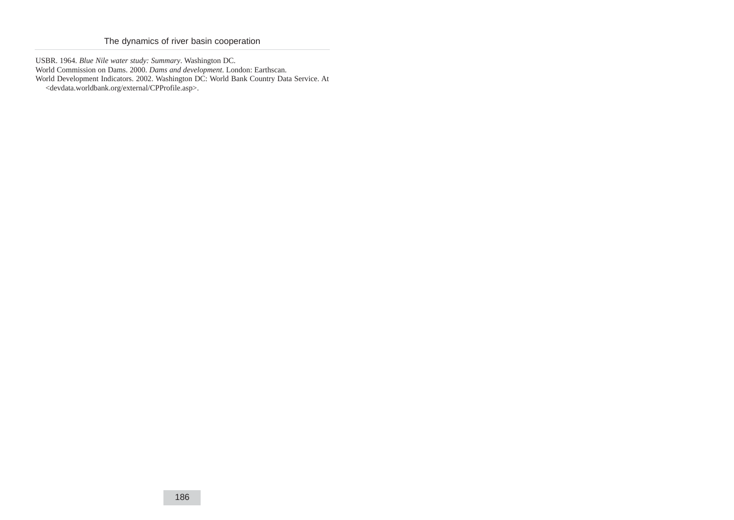USBR. 1964. *Blue Nile water study: Summary*. Washington DC.

World Commission on Dams. 2000. *Dams and development*. London: Earthscan.

World Development Indicators. 2002. Washington DC: World Bank Country Data Service. At <devdata.worldbank.org/external/CPProfile.asp>.